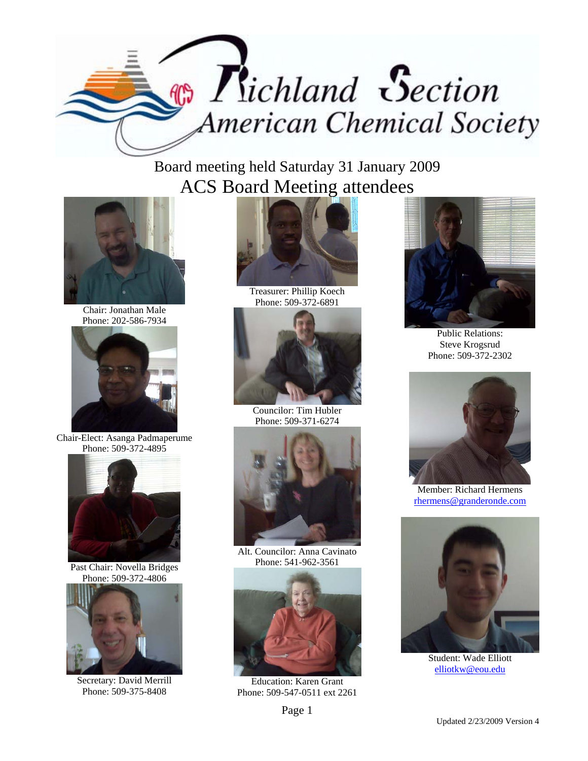Richland Section American Chemical Society

# Board meeting held Saturday 31 January 2009

## ACS Board Meeting attendees

Chair: Jonathan Male
Phone: 202-586-7934

Chair-Elect: Asanga Padmaperume
Phone: 509-372-4895

Past Chair: Novella Bridges
Phone: 509-372-4806

Secretary: David Merrill
Phone: 509-375-8408

Treasurer: Phillip Koech
Phone: 509-372-6891

Councilor: Tim Hubler
Phone: 509-371-6274

Alt. Councilor: Anna Cavinato
Phone: 541-962-3561

Education: Karen Grant
Phone: 509-547-0511 ext 2261

Public Relations:
Steve Krogsrud
Phone: 509-372-2302

Member: Richard Hermens
rhermens@granderonde.com

Student: Wade Elliott
elliotkw@eou.edu

Updated 2/23/2009 Version 4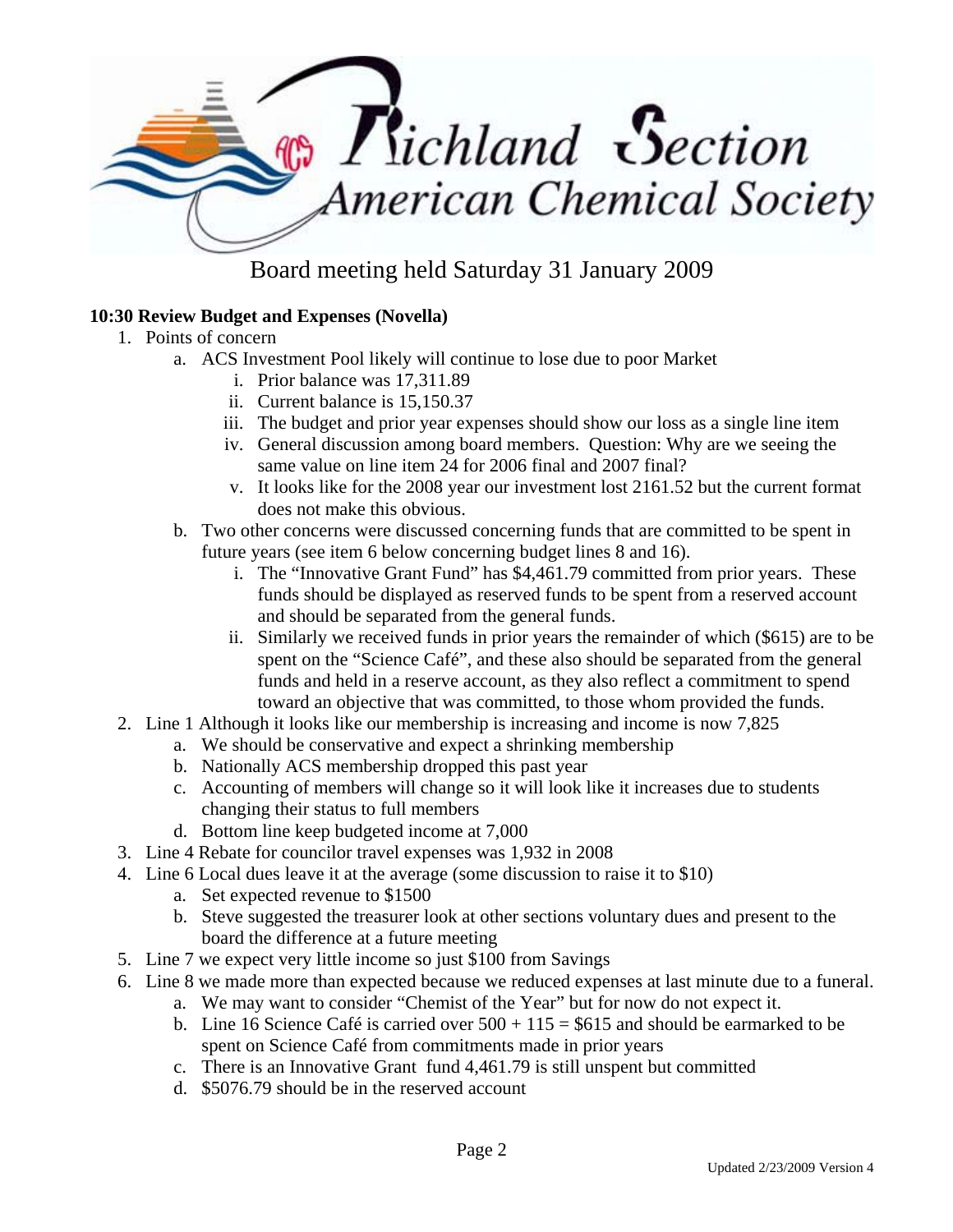Richland Section American Chemical Society

Board meeting held Saturday 31 January 2009

**10:30 Review Budget and Expenses (Novella)**

1. Points of concern
   a. ACS Investment Pool likely will continue to lose due to poor Market
      i. Prior balance was 17,311.89
      ii. Current balance is 15,150.37
      iii. The budget and prior year expenses should show our loss as a single line item
      iv. General discussion among board members. Question: Why are we seeing the same value on line item 24 for 2006 final and 2007 final?
      v. It looks like for the 2008 year our investment lost 2161.52 but the current format does not make this obvious.
   b. Two other concerns were discussed concerning funds that are committed to be spent in future years (see item 6 below concerning budget lines 8 and 16).
      i. The "Innovative Grant Fund" has $4,461.79 committed from prior years. These funds should be displayed as reserved funds to be spent from a reserved account and should be separated from the general funds.
      ii. Similarly we received funds in prior years the remainder of which ($615) are to be spent on the "Science Café", and these also should be separated from the general funds and held in a reserve account, as they also reflect a commitment to spend toward an objective that was committed, to those whom provided the funds.
2. Line 1 Although it looks like our membership is increasing and income is now 7,825
   a. We should be conservative and expect a shrinking membership
   b. Nationally ACS membership dropped this past year
   c. Accounting of members will change so it will look like it increases due to students changing their status to full members
   d. Bottom line keep budgeted income at 7,000
3. Line 4 Rebate for councilor travel expenses was 1,932 in 2008
4. Line 6 Local dues leave it at the average (some discussion to raise it to $10)
   a. Set expected revenue to $1500
   b. Steve suggested the treasurer look at other sections voluntary dues and present to the board the difference at a future meeting
5. Line 7 we expect very little income so just $100 from Savings
6. Line 8 we made more than expected because we reduced expenses at last minute due to a funeral.
   a. We may want to consider "Chemist of the Year" but for now do not expect it.
   b. Line 16 Science Café is carried over 500 + 115 = $615 and should be earmarked to be spent on Science Café from commitments made in prior years
   c. There is an Innovative Grant fund 4,461.79 is still unspent but committed
   d. $5076.79 should be in the reserved account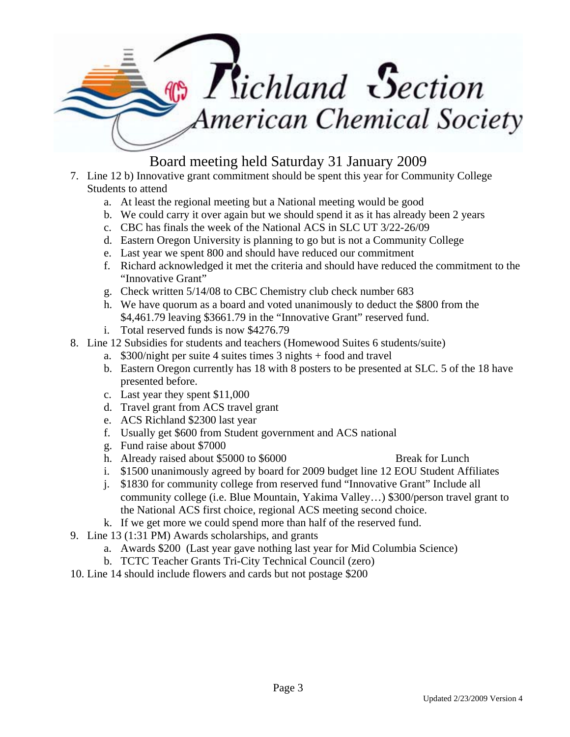Board meeting held Saturday 31 January 2009

7. Line 12 b) Innovative grant commitment should be spent this year for Community College Students to attend
   a. At least the regional meeting but a National meeting would be good
   b. We could carry it over again but we should spend it as it has already been 2 years
   c. CBC has finals the week of the National ACS in SLC UT 3/22-26/09
   d. Eastern Oregon University is planning to go but is not a Community College
   e. Last year we spent 800 and should have reduced our commitment
   f. Richard acknowledged it met the criteria and should have reduced the commitment to the "Innovative Grant"
   g. Check written 5/14/08 to CBC Chemistry club check number 683
   h. We have quorum as a board and voted unanimously to deduct the $800 from the $4,461.79 leaving $3661.79 in the "Innovative Grant" reserved fund.
   i. Total reserved funds is now $4276.79
8. Line 12 Subsidies for students and teachers (Homewood Suites 6 students/suite)
   a. $300/night per suite 4 suites times 3 nights + food and travel
   b. Eastern Oregon currently has 18 with 8 posters to be presented at SLC. 5 of the 18 have presented before.
   c. Last year they spent $11,000
   d. Travel grant from ACS travel grant
   e. ACS Richland $2300 last year
   f. Usually get $600 from Student government and ACS national
   g. Fund raise about $7000
   h. Already raised about $5000 to $6000 Break for Lunch
   i. $1500 unanimously agreed by board for 2009 budget line 12 EOU Student Affiliates
   j. $1830 for community college from reserved fund "Innovative Grant" Include all community college (i.e. Blue Mountain, Yakima Valley…) $300/person travel grant to the National ACS first choice, regional ACS meeting second choice.
   k. If we get more we could spend more than half of the reserved fund.
9. Line 13 (1:31 PM) Awards scholarships, and grants
   a. Awards $200 (Last year gave nothing last year for Mid Columbia Science)
   b. TCTC Teacher Grants Tri-City Technical Council (zero)
10. Line 14 should include flowers and cards but not postage $200

Updated 2/23/2009 Version 4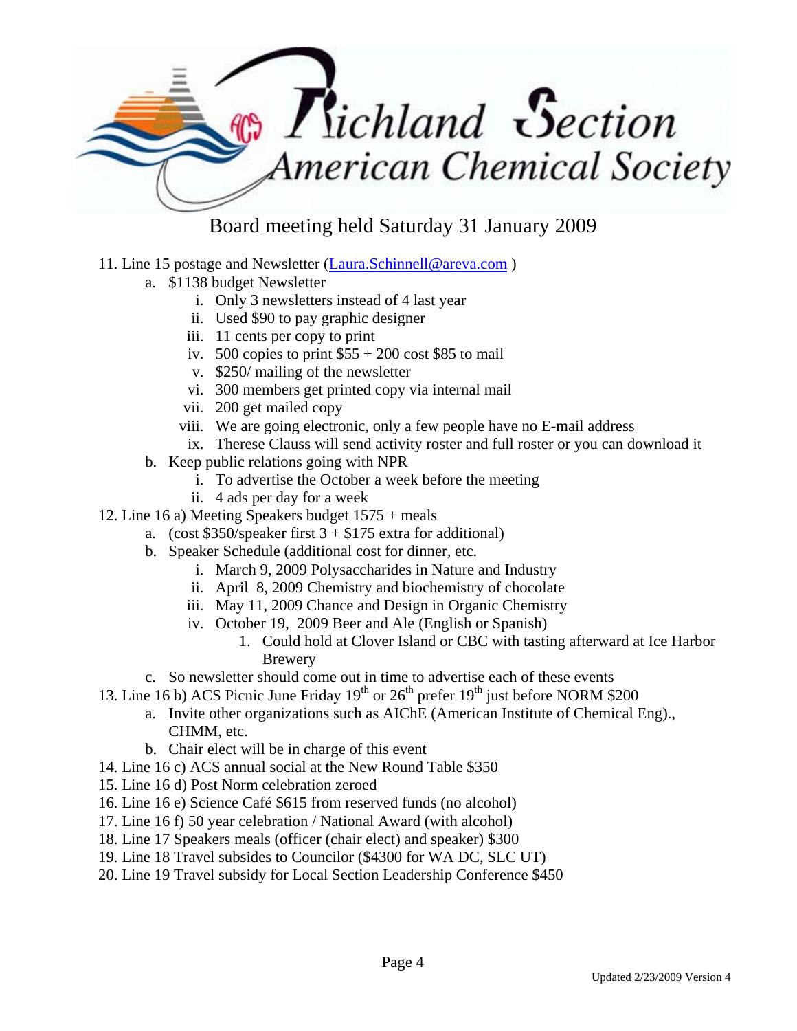# Richland Section American Chemical Society

## Board meeting held Saturday 31 January 2009

11. Line 15 postage and Newsletter (Laura.Schinnell@areva.com )
    a. $1138 budget Newsletter
        i. Only 3 newsletters instead of 4 last year
        ii. Used $90 to pay graphic designer
        iii. 11 cents per copy to print
        iv. 500 copies to print $55 + 200 cost $85 to mail
        v. $250/ mailing of the newsletter
        vi. 300 members get printed copy via internal mail
        vii. 200 get mailed copy
        viii. We are going electronic, only a few people have no E-mail address
        ix. Therese Clauss will send activity roster and full roster or you can download it
    b. Keep public relations going with NPR
        i. To advertise the October a week before the meeting
        ii. 4 ads per day for a week
12. Line 16 a) Meeting Speakers budget 1575 + meals
    a. (cost $350/speaker first 3 + $175 extra for additional)
    b. Speaker Schedule (additional cost for dinner, etc.
        i. March 9, 2009 Polysaccharides in Nature and Industry
        ii. April 8, 2009 Chemistry and biochemistry of chocolate
        iii. May 11, 2009 Chance and Design in Organic Chemistry
        iv. October 19, 2009 Beer and Ale (English or Spanish)
            1. Could hold at Clover Island or CBC with tasting afterward at Ice Harbor Brewery
    c. So newsletter should come out in time to advertise each of these events
13. Line 16 b) ACS Picnic June Friday 19th or 26th prefer 19th just before NORM $200
    a. Invite other organizations such as AIChE (American Institute of Chemical Eng)., CHMM, etc.
    b. Chair elect will be in charge of this event
14. Line 16 c) ACS annual social at the New Round Table $350
15. Line 16 d) Post Norm celebration zeroed
16. Line 16 e) Science Café $615 from reserved funds (no alcohol)
17. Line 16 f) 50 year celebration / National Award (with alcohol)
18. Line 17 Speakers meals (officer (chair elect) and speaker) $300
19. Line 18 Travel subsides to Councilor ($4300 for WA DC, SLC UT)
20. Line 19 Travel subsidy for Local Section Leadership Conference $450

Updated 2/23/2009 Version 4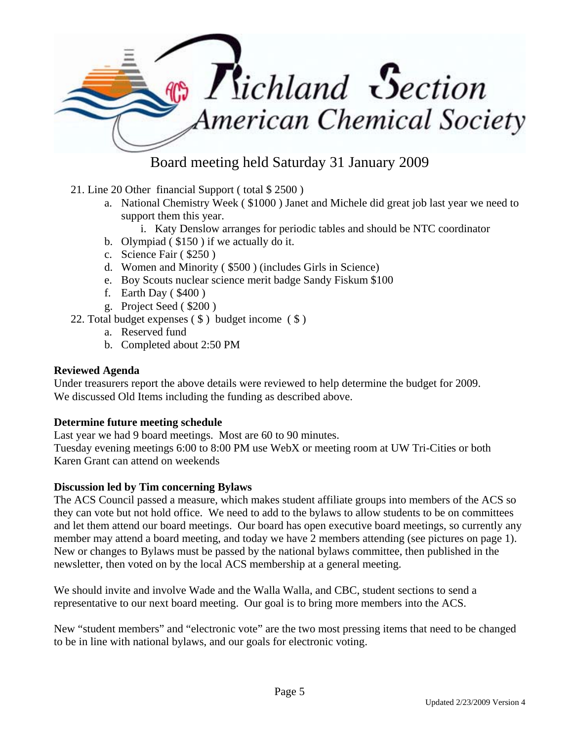# Richland Section American Chemical Society

## Board meeting held Saturday 31 January 2009

21. Line 20 Other financial Support ( total $ 2500 )
    a. National Chemistry Week ( $1000 ) Janet and Michele did great job last year we need to support them this year.
        i. Katy Denslow arranges for periodic tables and should be NTC coordinator
    b. Olympiad ( $150 ) if we actually do it.
    c. Science Fair ( $250 )
    d. Women and Minority ( $500 ) (includes Girls in Science)
    e. Boy Scouts nuclear science merit badge Sandy Fiskum $100
    f. Earth Day ( $400 )
    g. Project Seed ( $200 )
22. Total budget expenses ( $ ) budget income ( $ )
    a. Reserved fund
    b. Completed about 2:50 PM

**Reviewed Agenda**

Under treasurers report the above details were reviewed to help determine the budget for 2009. We discussed Old Items including the funding as described above.

**Determine future meeting schedule**

Last year we had 9 board meetings. Most are 60 to 90 minutes.
Tuesday evening meetings 6:00 to 8:00 PM use WebX or meeting room at UW Tri-Cities or both
Karen Grant can attend on weekends

**Discussion led by Tim concerning Bylaws**

The ACS Council passed a measure, which makes student affiliate groups into members of the ACS so they can vote but not hold office. We need to add to the bylaws to allow students to be on committees and let them attend our board meetings. Our board has open executive board meetings, so currently any member may attend a board meeting, and today we have 2 members attending (see pictures on page 1). New or changes to Bylaws must be passed by the national bylaws committee, then published in the newsletter, then voted on by the local ACS membership at a general meeting.

We should invite and involve Wade and the Walla Walla, and CBC, student sections to send a representative to our next board meeting. Our goal is to bring more members into the ACS.

New "student members" and "electronic vote" are the two most pressing items that need to be changed to be in line with national bylaws, and our goals for electronic voting.

Updated 2/23/2009 Version 4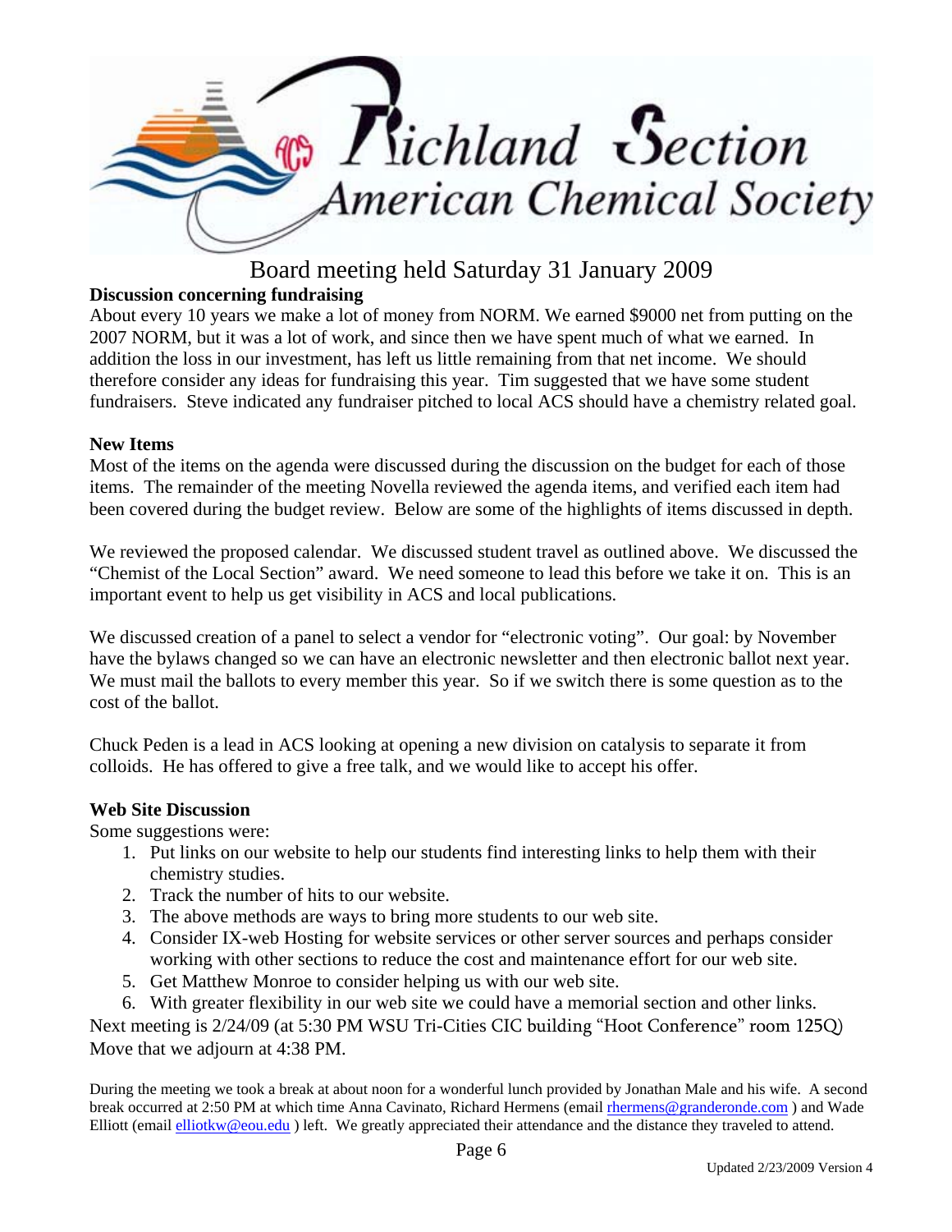# Richland Section American Chemical Society

## Board meeting held Saturday 31 January 2009

**Discussion concerning fundraising**

About every 10 years we make a lot of money from NORM. We earned $9000 net from putting on the 2007 NORM, but it was a lot of work, and since then we have spent much of what we earned. In addition the loss in our investment, has left us little remaining from that net income. We should therefore consider any ideas for fundraising this year. Tim suggested that we have some student fundraisers. Steve indicated any fundraiser pitched to local ACS should have a chemistry related goal.

**New Items**

Most of the items on the agenda were discussed during the discussion on the budget for each of those items. The remainder of the meeting Novella reviewed the agenda items, and verified each item had been covered during the budget review. Below are some of the highlights of items discussed in depth.

We reviewed the proposed calendar. We discussed student travel as outlined above. We discussed the "Chemist of the Local Section" award. We need someone to lead this before we take it on. This is an important event to help us get visibility in ACS and local publications.

We discussed creation of a panel to select a vendor for "electronic voting". Our goal: by November have the bylaws changed so we can have an electronic newsletter and then electronic ballot next year. We must mail the ballots to every member this year. So if we switch there is some question as to the cost of the ballot.

Chuck Peden is a lead in ACS looking at opening a new division on catalysis to separate it from colloids. He has offered to give a free talk, and we would like to accept his offer.

**Web Site Discussion**

Some suggestions were:

1. Put links on our website to help our students find interesting links to help them with their chemistry studies.
2. Track the number of hits to our website.
3. The above methods are ways to bring more students to our web site.
4. Consider IX-web Hosting for website services or other server sources and perhaps consider working with other sections to reduce the cost and maintenance effort for our web site.
5. Get Matthew Monroe to consider helping us with our web site.
6. With greater flexibility in our web site we could have a memorial section and other links.

Next meeting is 2/24/09 (at 5:30 PM WSU Tri-Cities CIC building "Hoot Conference" room 125Q)
Move that we adjourn at 4:38 PM.

During the meeting we took a break at about noon for a wonderful lunch provided by Jonathan Male and his wife. A second break occurred at 2:50 PM at which time Anna Cavinato, Richard Hermens (email rhermens@granderonde.com ) and Wade Elliott (email elliotkw@eou.edu ) left. We greatly appreciated their attendance and the distance they traveled to attend.

Updated 2/23/2009 Version 4